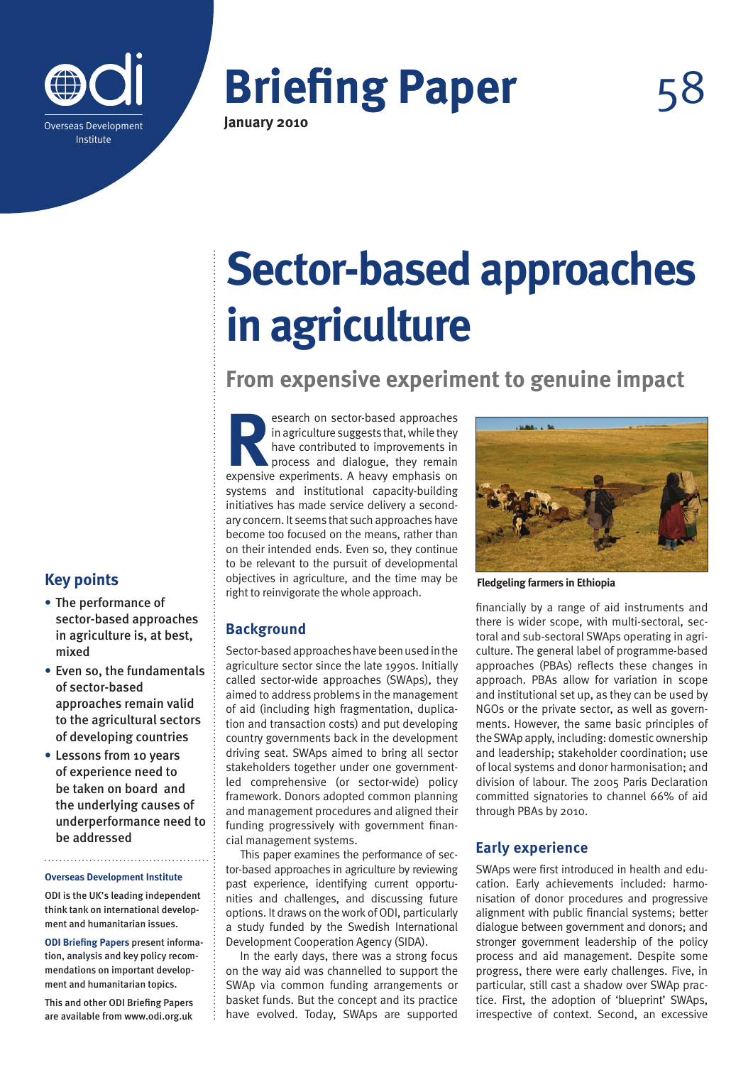# Sector-based approaches in agriculture

## From expensive experiment to genuine impact

Research on sector-based approaches in agriculture suggests that, while they have contributed to improvements in process and dialogue, they remain expensive experiments. A heavy emphasis on systems and institutional capacity-building initiatives has made service delivery a secondary concern. It seems that such approaches have become too focused on the means, rather than on their intended ends. Even so, they continue to be relevant to the pursuit of developmental objectives in agriculture, and the time may be right to reinvigorate the whole approach.

Fledgeling farmers in Ethiopia

### Key points

- The performance of sector-based approaches in agriculture is, at best, mixed
- Even so, the fundamentals of sector-based approaches remain valid to the agricultural sectors of developing countries
- Lessons from 10 years of experience need to be taken on board and the underlying causes of underperformance need to be addressed

**Overseas Development Institute**

ODI is the UK's leading independent think tank on international development and humanitarian issues.

**ODI Briefing Papers** present information, analysis and key policy recommendations on important development and humanitarian topics.

This and other ODI Briefing Papers are available from www.odi.org.uk

### Background

Sector-based approaches have been used in the agriculture sector since the late 1990s. Initially called sector-wide approaches (SWAps), they aimed to address problems in the management of aid (including high fragmentation, duplication and transaction costs) and put developing country governments back in the development driving seat. SWAps aimed to bring all sector stakeholders together under one government-led comprehensive (or sector-wide) policy framework. Donors adopted common planning and management procedures and aligned their funding progressively with government financial management systems.

This paper examines the performance of sector-based approaches in agriculture by reviewing past experience, identifying current opportunities and challenges, and discussing future options. It draws on the work of ODI, particularly a study funded by the Swedish International Development Cooperation Agency (SIDA).

In the early days, there was a strong focus on the way aid was channelled to support the SWAp via common funding arrangements or basket funds. But the concept and its practice have evolved. Today, SWAps are supported financially by a range of aid instruments and there is wider scope, with multi-sectoral, sectoral and sub-sectoral SWAps operating in agriculture. The general label of programme-based approaches (PBAs) reflects these changes in approach. PBAs allow for variation in scope and institutional set up, as they can be used by NGOs or the private sector, as well as governments. However, the same basic principles of the SWAp apply, including: domestic ownership and leadership; stakeholder coordination; use of local systems and donor harmonisation; and division of labour. The 2005 Paris Declaration committed signatories to channel 66% of aid through PBAs by 2010.

### Early experience

SWAps were first introduced in health and education. Early achievements included: harmonisation of donor procedures and progressive alignment with public financial systems; better dialogue between government and donors; and stronger government leadership of the policy process and aid management. Despite some progress, there were early challenges. Five, in particular, still cast a shadow over SWAp practice. First, the adoption of 'blueprint' SWAps, irrespective of context. Second, an excessive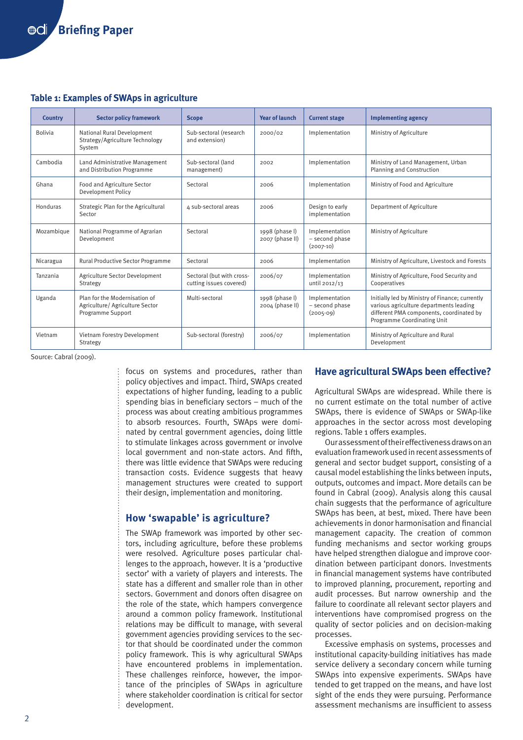**Table 1: Examples of SWAps in agriculture**

| Country | Sector policy framework | Scope | Year of launch | Current stage | Implementing agency |
|---|---|---|---|---|---|
| Bolivia | National Rural Development Strategy/Agriculture Technology System | Sub-sectoral (research and extension) | 2000/02 | Implementation | Ministry of Agriculture |
| Cambodia | Land Administrative Management and Distribution Programme | Sub-sectoral (land management) | 2002 | Implementation | Ministry of Land Management, Urban Planning and Construction |
| Ghana | Food and Agriculture Sector Development Policy | Sectoral | 2006 | Implementation | Ministry of Food and Agriculture |
| Honduras | Strategic Plan for the Agricultural Sector | 4 sub-sectoral areas | 2006 | Design to early implementation | Department of Agriculture |
| Mozambique | National Programme of Agrarian Development | Sectoral | 1998 (phase I) 2007 (phase II) | Implementation – second phase (2007-10) | Ministry of Agriculture |
| Nicaragua | Rural Productive Sector Programme | Sectoral | 2006 | Implementation | Ministry of Agriculture, Livestock and Forests |
| Tanzania | Agriculture Sector Development Strategy | Sectoral (but with cross-cutting issues covered) | 2006/07 | Implementation until 2012/13 | Ministry of Agriculture, Food Security and Cooperatives |
| Uganda | Plan for the Modernisation of Agriculture/ Agriculture Sector Programme Support | Multi-sectoral | 1998 (phase I) 2004 (phase II) | Implementation – second phase (2005-09) | Initially led by Ministry of Finance; currently various agriculture departments leading different PMA components, coordinated by Programme Coordinating Unit |
| Vietnam | Vietnam Forestry Development Strategy | Sub-sectoral (forestry) | 2006/07 | Implementation | Ministry of Agriculture and Rural Development |

Source: Cabral (2009).

focus on systems and procedures, rather than policy objectives and impact. Third, SWAps created expectations of higher funding, leading to a public spending bias in beneficiary sectors – much of the process was about creating ambitious programmes to absorb resources. Fourth, SWAps were dominated by central government agencies, doing little to stimulate linkages across government or involve local government and non-state actors. And fifth, there was little evidence that SWAps were reducing transaction costs. Evidence suggests that heavy management structures were created to support their design, implementation and monitoring.

## How 'swapable' is agriculture?

The SWAp framework was imported by other sectors, including agriculture, before these problems were resolved. Agriculture poses particular challenges to the approach, however. It is a 'productive sector' with a variety of players and interests. The state has a different and smaller role than in other sectors. Government and donors often disagree on the role of the state, which hampers convergence around a common policy framework. Institutional relations may be difficult to manage, with several government agencies providing services to the sector that should be coordinated under the common policy framework. This is why agricultural SWAps have encountered problems in implementation. These challenges reinforce, however, the importance of the principles of SWAps in agriculture where stakeholder coordination is critical for sector development.

## Have agricultural SWAps been effective?

Agricultural SWAps are widespread. While there is no current estimate on the total number of active SWAps, there is evidence of SWAps or SWAp-like approaches in the sector across most developing regions. Table 1 offers examples.

Our assessment of their effectiveness draws on an evaluation framework used in recent assessments of general and sector budget support, consisting of a causal model establishing the links between inputs, outputs, outcomes and impact. More details can be found in Cabral (2009). Analysis along this causal chain suggests that the performance of agriculture SWAps has been, at best, mixed. There have been achievements in donor harmonisation and financial management capacity. The creation of common funding mechanisms and sector working groups have helped strengthen dialogue and improve coordination between participant donors. Investments in financial management systems have contributed to improved planning, procurement, reporting and audit processes. But narrow ownership and the failure to coordinate all relevant sector players and interventions have compromised progress on the quality of sector policies and on decision-making processes.

Excessive emphasis on systems, processes and institutional capacity-building initiatives has made service delivery a secondary concern while turning SWAps into expensive experiments. SWAps have tended to get trapped on the means, and have lost sight of the ends they were pursuing. Performance assessment mechanisms are insufficient to assess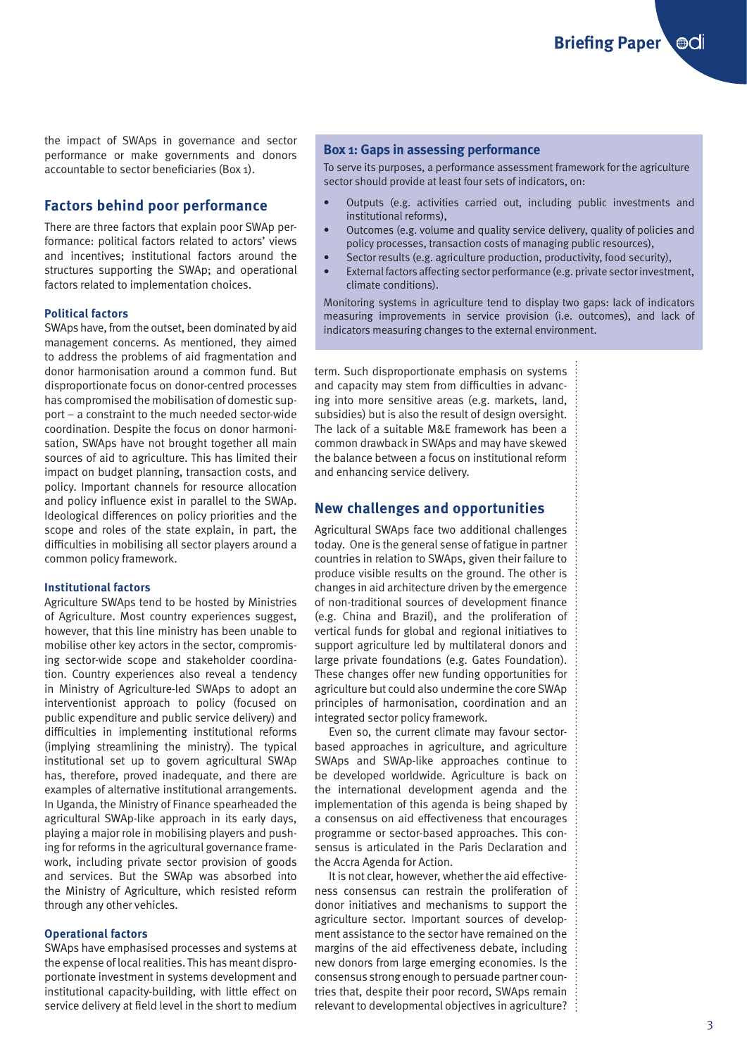the impact of SWAps in governance and sector performance or make governments and donors accountable to sector beneficiaries (Box 1).

## Factors behind poor performance

There are three factors that explain poor SWAp performance: political factors related to actors' views and incentives; institutional factors around the structures supporting the SWAp; and operational factors related to implementation choices.

### Political factors

SWAps have, from the outset, been dominated by aid management concerns. As mentioned, they aimed to address the problems of aid fragmentation and donor harmonisation around a common fund. But disproportionate focus on donor-centred processes has compromised the mobilisation of domestic support – a constraint to the much needed sector-wide coordination. Despite the focus on donor harmonisation, SWAps have not brought together all main sources of aid to agriculture. This has limited their impact on budget planning, transaction costs, and policy. Important channels for resource allocation and policy influence exist in parallel to the SWAp. Ideological differences on policy priorities and the scope and roles of the state explain, in part, the difficulties in mobilising all sector players around a common policy framework.

### Institutional factors

Agriculture SWAps tend to be hosted by Ministries of Agriculture. Most country experiences suggest, however, that this line ministry has been unable to mobilise other key actors in the sector, compromising sector-wide scope and stakeholder coordination. Country experiences also reveal a tendency in Ministry of Agriculture-led SWAps to adopt an interventionist approach to policy (focused on public expenditure and public service delivery) and difficulties in implementing institutional reforms (implying streamlining the ministry). The typical institutional set up to govern agricultural SWAp has, therefore, proved inadequate, and there are examples of alternative institutional arrangements. In Uganda, the Ministry of Finance spearheaded the agricultural SWAp-like approach in its early days, playing a major role in mobilising players and pushing for reforms in the agricultural governance framework, including private sector provision of goods and services. But the SWAp was absorbed into the Ministry of Agriculture, which resisted reform through any other vehicles.

### Operational factors

SWAps have emphasised processes and systems at the expense of local realities. This has meant disproportionate investment in systems development and institutional capacity-building, with little effect on service delivery at field level in the short to medium term. Such disproportionate emphasis on systems and capacity may stem from difficulties in advancing into more sensitive areas (e.g. markets, land, subsidies) but is also the result of design oversight. The lack of a suitable M&E framework has been a common drawback in SWAps and may have skewed the balance between a focus on institutional reform and enhancing service delivery.

> **Box 1: Gaps in assessing performance**
>
> To serve its purposes, a performance assessment framework for the agriculture sector should provide at least four sets of indicators, on:
>
> - Outputs (e.g. activities carried out, including public investments and institutional reforms),
> - Outcomes (e.g. volume and quality service delivery, quality of policies and policy processes, transaction costs of managing public resources),
> - Sector results (e.g. agriculture production, productivity, food security),
> - External factors affecting sector performance (e.g. private sector investment, climate conditions).
>
> Monitoring systems in agriculture tend to display two gaps: lack of indicators measuring improvements in service provision (i.e. outcomes), and lack of indicators measuring changes to the external environment.

## New challenges and opportunities

Agricultural SWAps face two additional challenges today. One is the general sense of fatigue in partner countries in relation to SWAps, given their failure to produce visible results on the ground. The other is changes in aid architecture driven by the emergence of non-traditional sources of development finance (e.g. China and Brazil), and the proliferation of vertical funds for global and regional initiatives to support agriculture led by multilateral donors and large private foundations (e.g. Gates Foundation). These changes offer new funding opportunities for agriculture but could also undermine the core SWAp principles of harmonisation, coordination and an integrated sector policy framework.

Even so, the current climate may favour sector-based approaches in agriculture, and agriculture SWAps and SWAp-like approaches continue to be developed worldwide. Agriculture is back on the international development agenda and the implementation of this agenda is being shaped by a consensus on aid effectiveness that encourages programme or sector-based approaches. This consensus is articulated in the Paris Declaration and the Accra Agenda for Action.

It is not clear, however, whether the aid effectiveness consensus can restrain the proliferation of donor initiatives and mechanisms to support the agriculture sector. Important sources of development assistance to the sector have remained on the margins of the aid effectiveness debate, including new donors from large emerging economies. Is the consensus strong enough to persuade partner countries that, despite their poor record, SWAps remain relevant to developmental objectives in agriculture?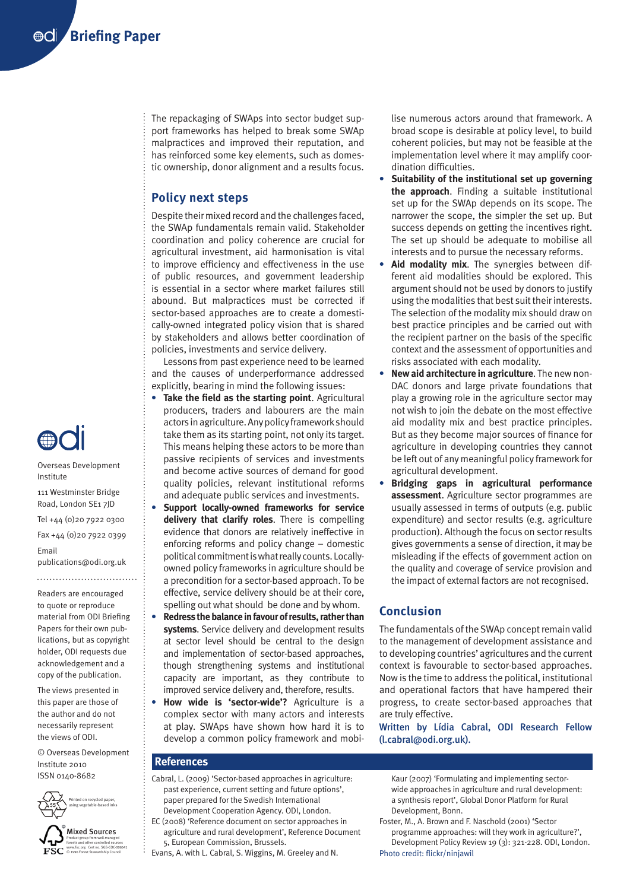The repackaging of SWAps into sector budget support frameworks has helped to break some SWAp malpractices and improved their reputation, and has reinforced some key elements, such as domestic ownership, donor alignment and a results focus.

## Policy next steps

Despite their mixed record and the challenges faced, the SWAp fundamentals remain valid. Stakeholder coordination and policy coherence are crucial for agricultural investment, aid harmonisation is vital to improve efficiency and effectiveness in the use of public resources, and government leadership is essential in a sector where market failures still abound. But malpractices must be corrected if sector-based approaches are to create a domestically-owned integrated policy vision that is shared by stakeholders and allows better coordination of policies, investments and service delivery.

Lessons from past experience need to be learned and the causes of underperformance addressed explicitly, bearing in mind the following issues:

- **Take the field as the starting point**. Agricultural producers, traders and labourers are the main actors in agriculture. Any policy framework should take them as its starting point, not only its target. This means helping these actors to be more than passive recipients of services and investments and become active sources of demand for good quality policies, relevant institutional reforms and adequate public services and investments.
- **Support locally-owned frameworks for service delivery that clarify roles**. There is compelling evidence that donors are relatively ineffective in enforcing reforms and policy change – domestic political commitment is what really counts. Locally-owned policy frameworks in agriculture should be a precondition for a sector-based approach. To be effective, service delivery should be at their core, spelling out what should be done and by whom.
- **Redress the balance in favour of results, rather than systems**. Service delivery and development results at sector level should be central to the design and implementation of sector-based approaches, though strengthening systems and institutional capacity are important, as they contribute to improved service delivery and, therefore, results.
- **How wide is 'sector-wide'?** Agriculture is a complex sector with many actors and interests at play. SWAps have shown how hard it is to develop a common policy framework and mobilise numerous actors around that framework. A broad scope is desirable at policy level, to build coherent policies, but may not be feasible at the implementation level where it may amplify coordination difficulties.
- **Suitability of the institutional set up governing the approach**. Finding a suitable institutional set up for the SWAp depends on its scope. The narrower the scope, the simpler the set up. But success depends on getting the incentives right. The set up should be adequate to mobilise all interests and to pursue the necessary reforms.
- **Aid modality mix**. The synergies between different aid modalities should be explored. This argument should not be used by donors to justify using the modalities that best suit their interests. The selection of the modality mix should draw on best practice principles and be carried out with the recipient partner on the basis of the specific context and the assessment of opportunities and risks associated with each modality.
- **New aid architecture in agriculture**. The new non-DAC donors and large private foundations that play a growing role in the agriculture sector may not wish to join the debate on the most effective aid modality mix and best practice principles. But as they become major sources of finance for agriculture in developing countries they cannot be left out of any meaningful policy framework for agricultural development.
- **Bridging gaps in agricultural performance assessment**. Agriculture sector programmes are usually assessed in terms of outputs (e.g. public expenditure) and sector results (e.g. agriculture production). Although the focus on sector results gives governments a sense of direction, it may be misleading if the effects of government action on the quality and coverage of service provision and the impact of external factors are not recognised.

## Conclusion

The fundamentals of the SWAp concept remain valid to the management of development assistance and to developing countries' agricultures and the current context is favourable to sector-based approaches. Now is the time to address the political, institutional and operational factors that have hampered their progress, to create sector-based approaches that are truly effective.

Written by Lídia Cabral, ODI Research Fellow (l.cabral@odi.org.uk).

## References

Cabral, L. (2009) 'Sector-based approaches in agriculture: past experience, current setting and future options', paper prepared for the Swedish International Development Cooperation Agency. ODI, London.

EC (2008) 'Reference document on sector approaches in agriculture and rural development', Reference Document 5, European Commission, Brussels.

Evans, A. with L. Cabral, S. Wiggins, M. Greeley and N. Kaur (2007) 'Formulating and implementing sector-wide approaches in agriculture and rural development: a synthesis report', Global Donor Platform for Rural Development, Bonn.

Foster, M., A. Brown and F. Naschold (2001) 'Sector programme approaches: will they work in agriculture?', Development Policy Review 19 (3): 321-228. ODI, London.

Photo credit: flickr/ninjawil

Overseas Development Institute

111 Westminster Bridge Road, London SE1 7JD

Tel +44 (0)20 7922 0300

Fax +44 (0)20 7922 0399

Email publications@odi.org.uk

Readers are encouraged to quote or reproduce material from ODI Briefing Papers for their own publications, but as copyright holder, ODI requests due acknowledgement and a copy of the publication.

The views presented in this paper are those of the author and do not necessarily represent the views of ODI.

© Overseas Development Institute 2010
ISSN 0140-8682

Printed on recycled paper, using vegetable-based inks